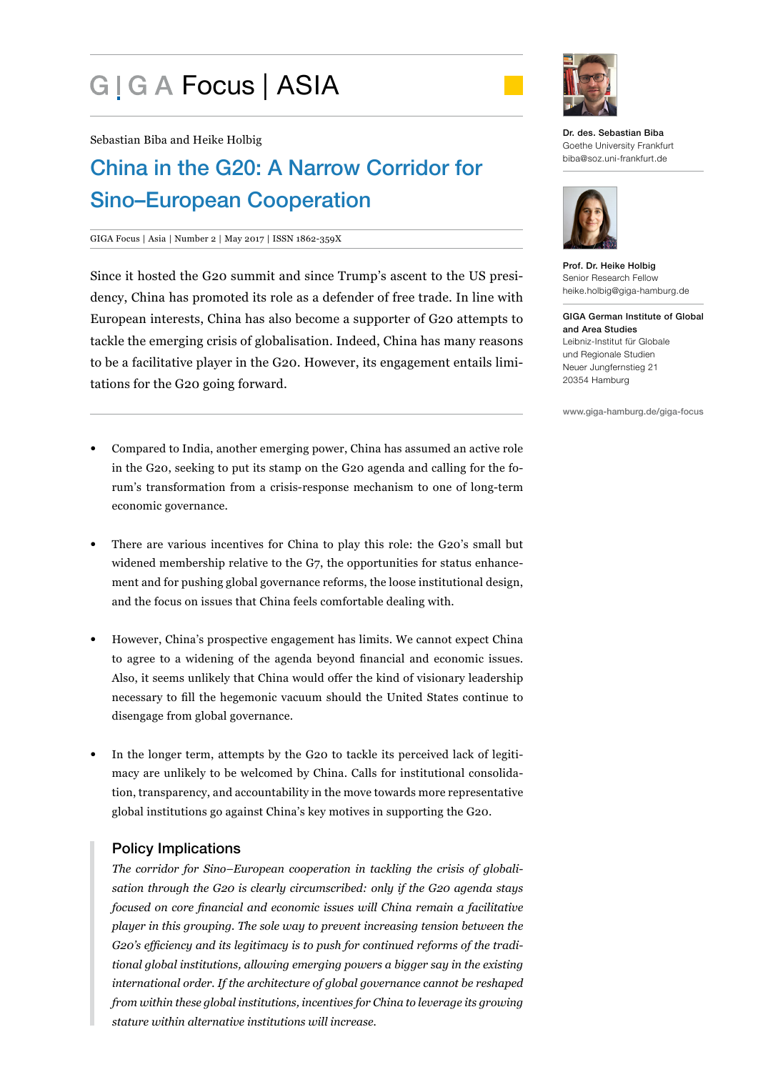# GIGA Focus | ASIA

Sebastian Biba and Heike Holbig

## China in the G20: A Narrow Corridor for Sino–European Cooperation

GIGA Focus | Asia | Number 2 | May 2017 | ISSN 1862-359X

Since it hosted the G20 summit and since Trump's ascent to the US presidency, China has promoted its role as a defender of free trade. In line with European interests, China has also become a supporter of G20 attempts to tackle the emerging crisis of globalisation. Indeed, China has many reasons to be a facilitative player in the G20. However, its engagement entails limitations for the G20 going forward.

- Compared to India, another emerging power, China has assumed an active role in the G20, seeking to put its stamp on the G20 agenda and calling for the forum's transformation from a crisis-response mechanism to one of long-term economic governance.

- There are various incentives for China to play this role: the G20's small but widened membership relative to the G7, the opportunities for status enhancement and for pushing global governance reforms, the loose institutional design, and the focus on issues that China feels comfortable dealing with.

- However, China's prospective engagement has limits. We cannot expect China to agree to a widening of the agenda beyond financial and economic issues. Also, it seems unlikely that China would offer the kind of visionary leadership necessary to fill the hegemonic vacuum should the United States continue to disengage from global governance.

- In the longer term, attempts by the G20 to tackle its perceived lack of legitimacy are unlikely to be welcomed by China. Calls for institutional consolidation, transparency, and accountability in the move towards more representative global institutions go against China's key motives in supporting the G20.

### Policy Implications

*The corridor for Sino–European cooperation in tackling the crisis of globalisation through the G20 is clearly circumscribed: only if the G20 agenda stays focused on core financial and economic issues will China remain a facilitative player in this grouping. The sole way to prevent increasing tension between the G20's efficiency and its legitimacy is to push for continued reforms of the traditional global institutions, allowing emerging powers a bigger say in the existing international order. If the architecture of global governance cannot be reshaped from within these global institutions, incentives for China to leverage its growing stature within alternative institutions will increase.*

**Dr. des. Sebastian Biba**
Goethe University Frankfurt
biba@soz.uni-frankfurt.de

**Prof. Dr. Heike Holbig**
Senior Research Fellow
heike.holbig@giga-hamburg.de

**GIGA German Institute of Global and Area Studies**
Leibniz-Institut für Globale und Regionale Studien
Neuer Jungfernstieg 21
20354 Hamburg

www.giga-hamburg.de/giga-focus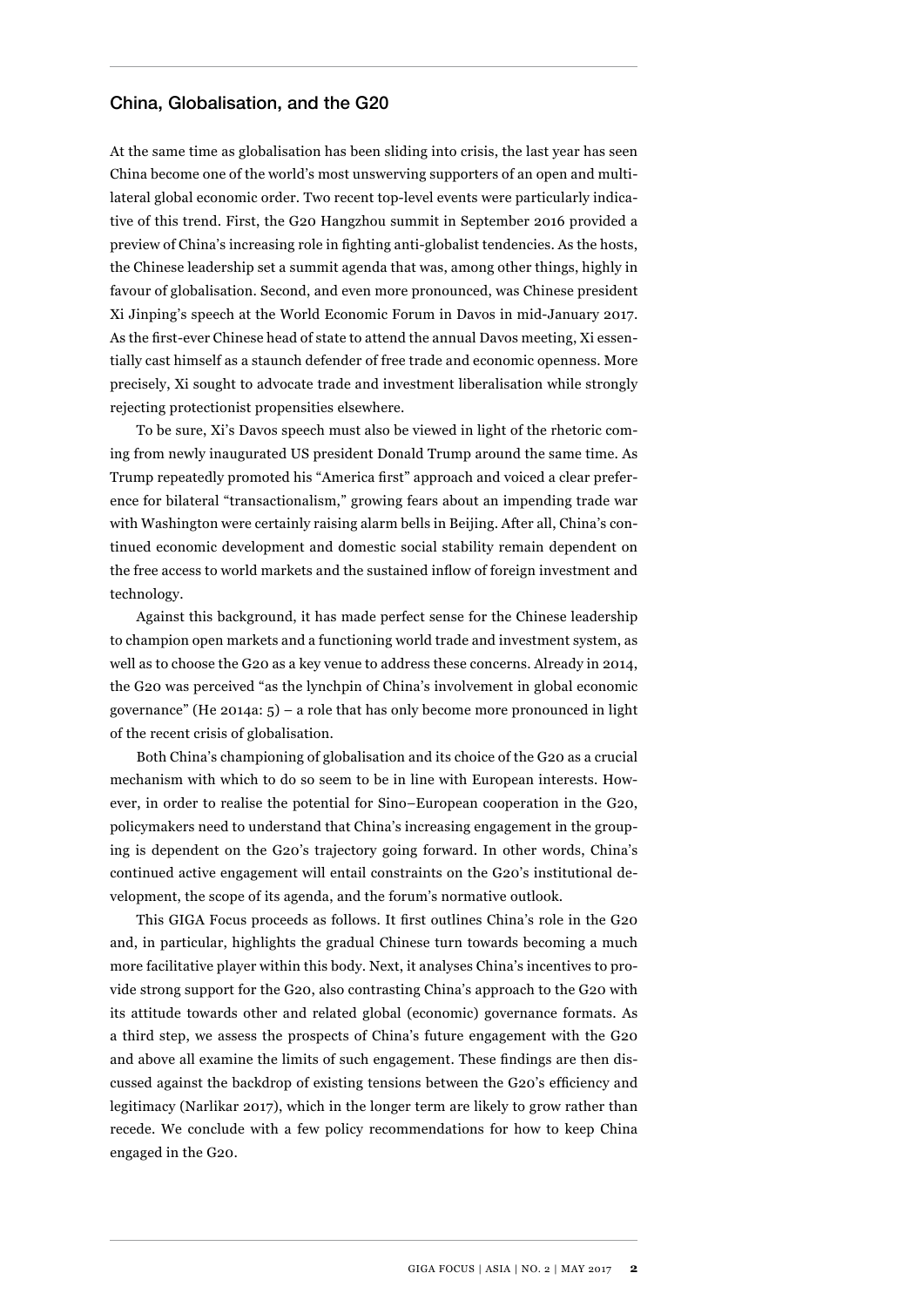## China, Globalisation, and the G20

At the same time as globalisation has been sliding into crisis, the last year has seen China become one of the world's most unswerving supporters of an open and multilateral global economic order. Two recent top-level events were particularly indicative of this trend. First, the G20 Hangzhou summit in September 2016 provided a preview of China's increasing role in fighting anti-globalist tendencies. As the hosts, the Chinese leadership set a summit agenda that was, among other things, highly in favour of globalisation. Second, and even more pronounced, was Chinese president Xi Jinping's speech at the World Economic Forum in Davos in mid-January 2017. As the first-ever Chinese head of state to attend the annual Davos meeting, Xi essentially cast himself as a staunch defender of free trade and economic openness. More precisely, Xi sought to advocate trade and investment liberalisation while strongly rejecting protectionist propensities elsewhere.

To be sure, Xi's Davos speech must also be viewed in light of the rhetoric coming from newly inaugurated US president Donald Trump around the same time. As Trump repeatedly promoted his "America first" approach and voiced a clear preference for bilateral "transactionalism," growing fears about an impending trade war with Washington were certainly raising alarm bells in Beijing. After all, China's continued economic development and domestic social stability remain dependent on the free access to world markets and the sustained inflow of foreign investment and technology.

Against this background, it has made perfect sense for the Chinese leadership to champion open markets and a functioning world trade and investment system, as well as to choose the G20 as a key venue to address these concerns. Already in 2014, the G20 was perceived "as the lynchpin of China's involvement in global economic governance" (He 2014a: 5) – a role that has only become more pronounced in light of the recent crisis of globalisation.

Both China's championing of globalisation and its choice of the G20 as a crucial mechanism with which to do so seem to be in line with European interests. However, in order to realise the potential for Sino–European cooperation in the G20, policymakers need to understand that China's increasing engagement in the grouping is dependent on the G20's trajectory going forward. In other words, China's continued active engagement will entail constraints on the G20's institutional development, the scope of its agenda, and the forum's normative outlook.

This GIGA Focus proceeds as follows. It first outlines China's role in the G20 and, in particular, highlights the gradual Chinese turn towards becoming a much more facilitative player within this body. Next, it analyses China's incentives to provide strong support for the G20, also contrasting China's approach to the G20 with its attitude towards other and related global (economic) governance formats. As a third step, we assess the prospects of China's future engagement with the G20 and above all examine the limits of such engagement. These findings are then discussed against the backdrop of existing tensions between the G20's efficiency and legitimacy (Narlikar 2017), which in the longer term are likely to grow rather than recede. We conclude with a few policy recommendations for how to keep China engaged in the G20.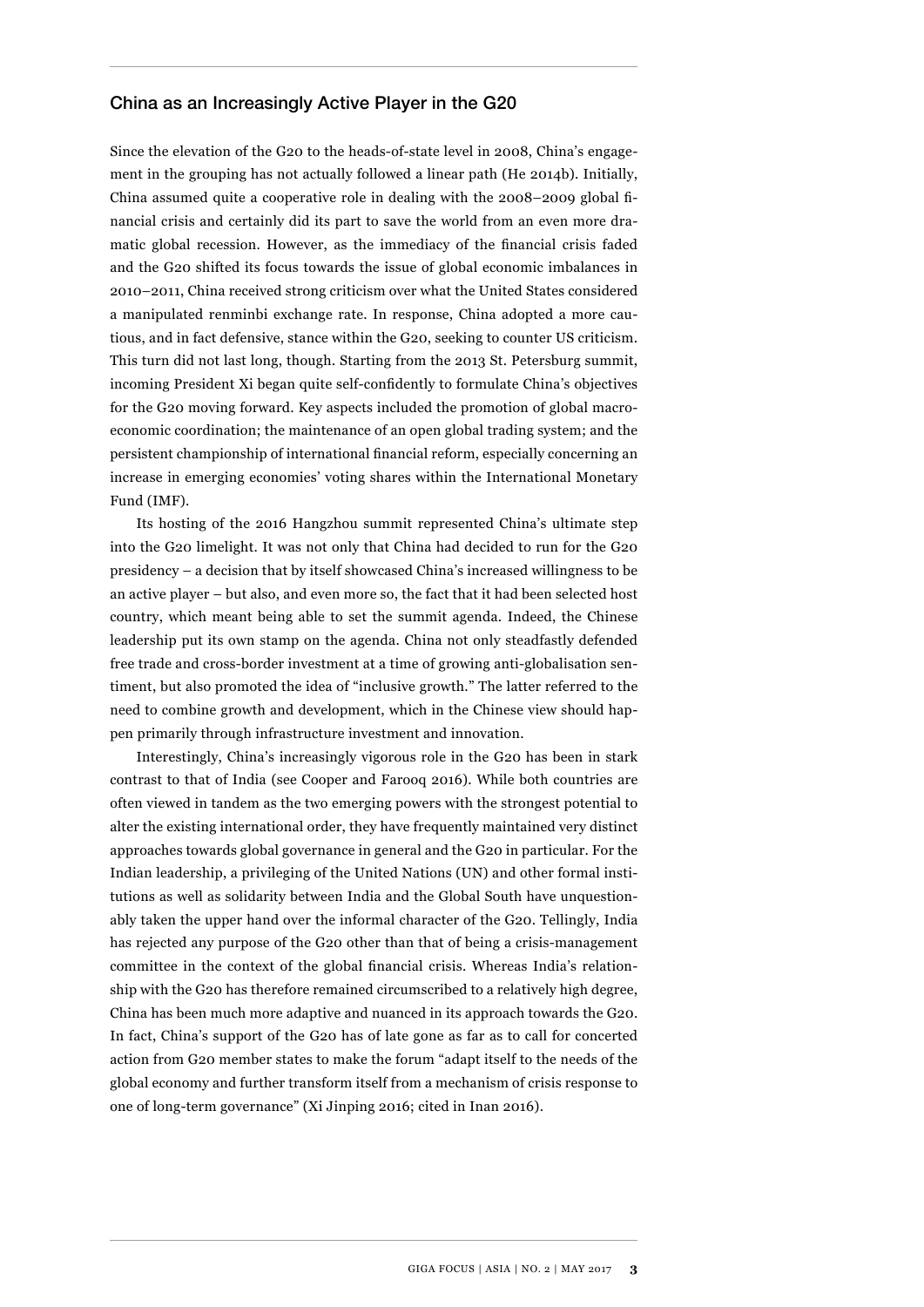## China as an Increasingly Active Player in the G20

Since the elevation of the G20 to the heads-of-state level in 2008, China's engagement in the grouping has not actually followed a linear path (He 2014b). Initially, China assumed quite a cooperative role in dealing with the 2008–2009 global financial crisis and certainly did its part to save the world from an even more dramatic global recession. However, as the immediacy of the financial crisis faded and the G20 shifted its focus towards the issue of global economic imbalances in 2010–2011, China received strong criticism over what the United States considered a manipulated renminbi exchange rate. In response, China adopted a more cautious, and in fact defensive, stance within the G20, seeking to counter US criticism. This turn did not last long, though. Starting from the 2013 St. Petersburg summit, incoming President Xi began quite self-confidently to formulate China's objectives for the G20 moving forward. Key aspects included the promotion of global macroeconomic coordination; the maintenance of an open global trading system; and the persistent championship of international financial reform, especially concerning an increase in emerging economies' voting shares within the International Monetary Fund (IMF).

Its hosting of the 2016 Hangzhou summit represented China's ultimate step into the G20 limelight. It was not only that China had decided to run for the G20 presidency – a decision that by itself showcased China's increased willingness to be an active player – but also, and even more so, the fact that it had been selected host country, which meant being able to set the summit agenda. Indeed, the Chinese leadership put its own stamp on the agenda. China not only steadfastly defended free trade and cross-border investment at a time of growing anti-globalisation sentiment, but also promoted the idea of "inclusive growth." The latter referred to the need to combine growth and development, which in the Chinese view should happen primarily through infrastructure investment and innovation.

Interestingly, China's increasingly vigorous role in the G20 has been in stark contrast to that of India (see Cooper and Farooq 2016). While both countries are often viewed in tandem as the two emerging powers with the strongest potential to alter the existing international order, they have frequently maintained very distinct approaches towards global governance in general and the G20 in particular. For the Indian leadership, a privileging of the United Nations (UN) and other formal institutions as well as solidarity between India and the Global South have unquestionably taken the upper hand over the informal character of the G20. Tellingly, India has rejected any purpose of the G20 other than that of being a crisis-management committee in the context of the global financial crisis. Whereas India's relationship with the G20 has therefore remained circumscribed to a relatively high degree, China has been much more adaptive and nuanced in its approach towards the G20. In fact, China's support of the G20 has of late gone as far as to call for concerted action from G20 member states to make the forum "adapt itself to the needs of the global economy and further transform itself from a mechanism of crisis response to one of long-term governance" (Xi Jinping 2016; cited in Inan 2016).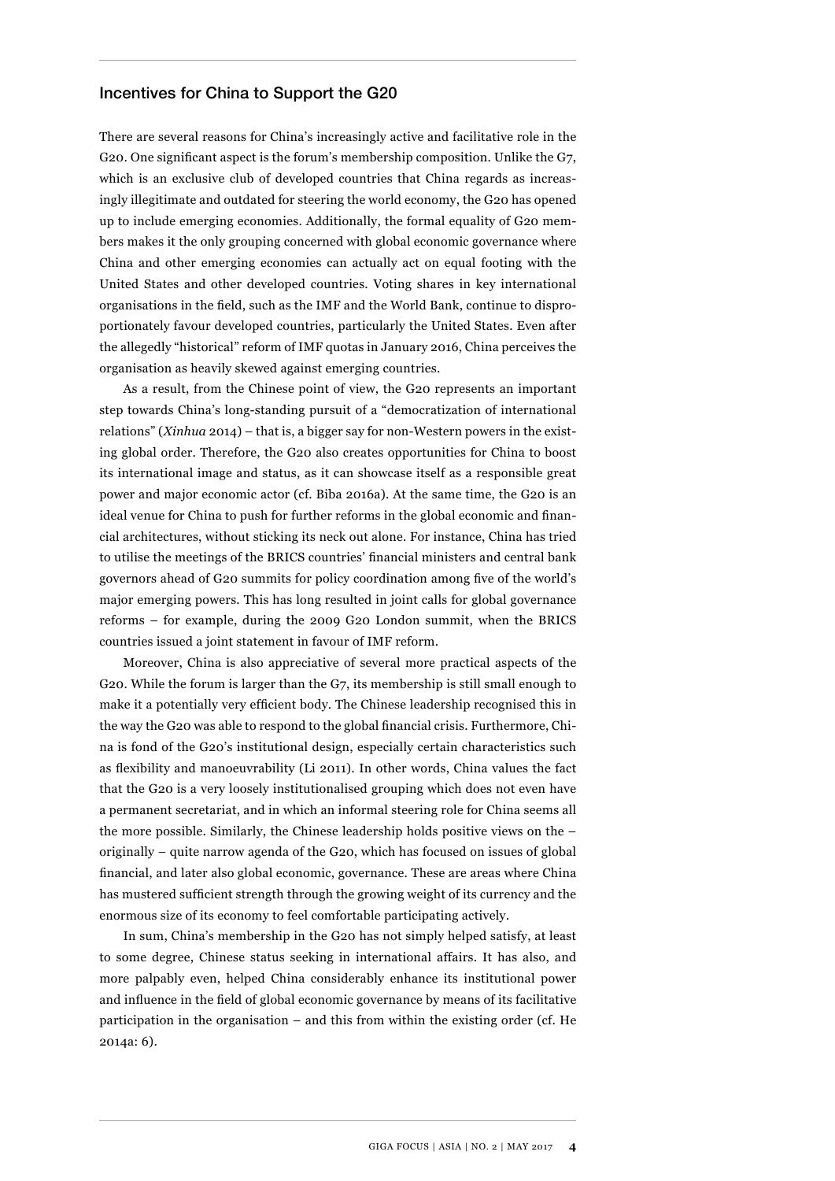## Incentives for China to Support the G20

There are several reasons for China's increasingly active and facilitative role in the G20. One significant aspect is the forum's membership composition. Unlike the G7, which is an exclusive club of developed countries that China regards as increasingly illegitimate and outdated for steering the world economy, the G20 has opened up to include emerging economies. Additionally, the formal equality of G20 members makes it the only grouping concerned with global economic governance where China and other emerging economies can actually act on equal footing with the United States and other developed countries. Voting shares in key international organisations in the field, such as the IMF and the World Bank, continue to disproportionately favour developed countries, particularly the United States. Even after the allegedly "historical" reform of IMF quotas in January 2016, China perceives the organisation as heavily skewed against emerging countries.

As a result, from the Chinese point of view, the G20 represents an important step towards China's long-standing pursuit of a "democratization of international relations" (*Xinhua* 2014) – that is, a bigger say for non-Western powers in the existing global order. Therefore, the G20 also creates opportunities for China to boost its international image and status, as it can showcase itself as a responsible great power and major economic actor (cf. Biba 2016a). At the same time, the G20 is an ideal venue for China to push for further reforms in the global economic and financial architectures, without sticking its neck out alone. For instance, China has tried to utilise the meetings of the BRICS countries' financial ministers and central bank governors ahead of G20 summits for policy coordination among five of the world's major emerging powers. This has long resulted in joint calls for global governance reforms – for example, during the 2009 G20 London summit, when the BRICS countries issued a joint statement in favour of IMF reform.

Moreover, China is also appreciative of several more practical aspects of the G20. While the forum is larger than the G7, its membership is still small enough to make it a potentially very efficient body. The Chinese leadership recognised this in the way the G20 was able to respond to the global financial crisis. Furthermore, China is fond of the G20's institutional design, especially certain characteristics such as flexibility and manoeuvrability (Li 2011). In other words, China values the fact that the G20 is a very loosely institutionalised grouping which does not even have a permanent secretariat, and in which an informal steering role for China seems all the more possible. Similarly, the Chinese leadership holds positive views on the – originally – quite narrow agenda of the G20, which has focused on issues of global financial, and later also global economic, governance. These are areas where China has mustered sufficient strength through the growing weight of its currency and the enormous size of its economy to feel comfortable participating actively.

In sum, China's membership in the G20 has not simply helped satisfy, at least to some degree, Chinese status seeking in international affairs. It has also, and more palpably even, helped China considerably enhance its institutional power and influence in the field of global economic governance by means of its facilitative participation in the organisation – and this from within the existing order (cf. He 2014a: 6).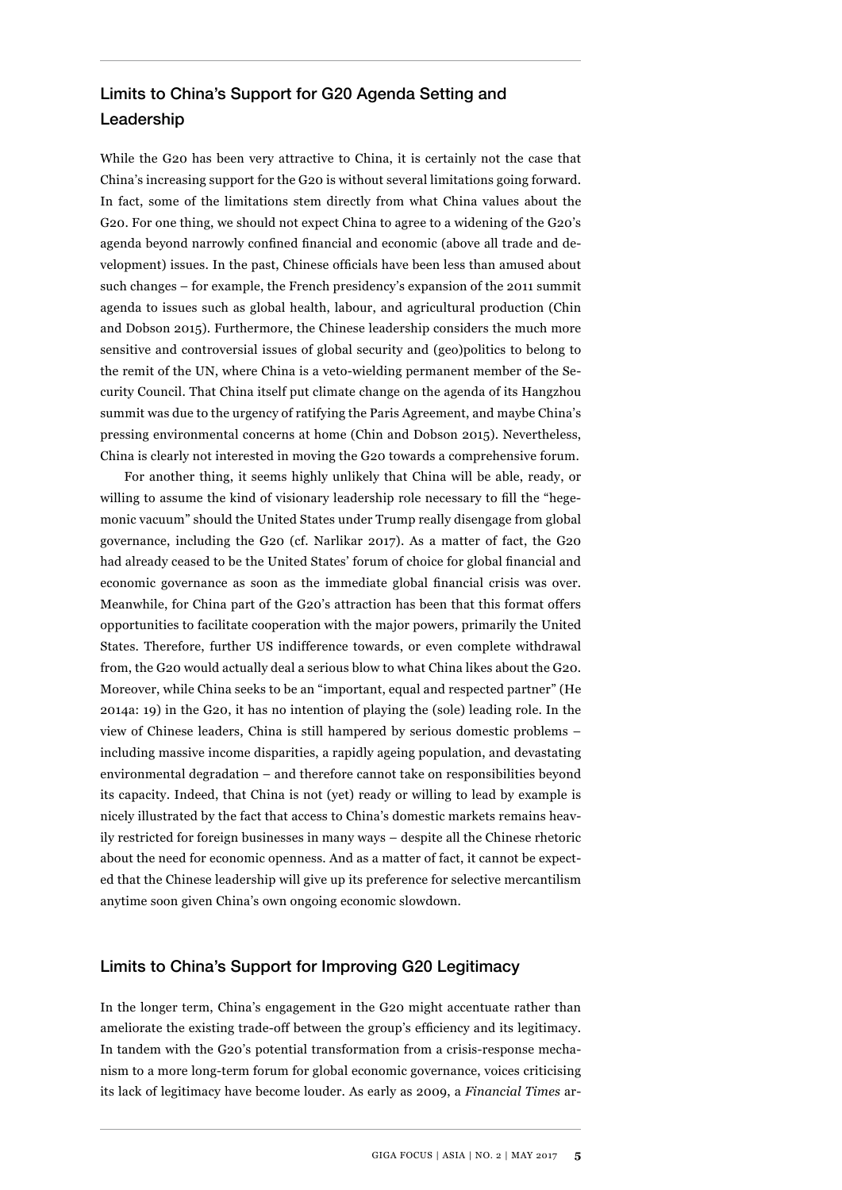## Limits to China's Support for G20 Agenda Setting and Leadership

While the G20 has been very attractive to China, it is certainly not the case that China's increasing support for the G20 is without several limitations going forward. In fact, some of the limitations stem directly from what China values about the G20. For one thing, we should not expect China to agree to a widening of the G20's agenda beyond narrowly confined financial and economic (above all trade and development) issues. In the past, Chinese officials have been less than amused about such changes – for example, the French presidency's expansion of the 2011 summit agenda to issues such as global health, labour, and agricultural production (Chin and Dobson 2015). Furthermore, the Chinese leadership considers the much more sensitive and controversial issues of global security and (geo)politics to belong to the remit of the UN, where China is a veto-wielding permanent member of the Security Council. That China itself put climate change on the agenda of its Hangzhou summit was due to the urgency of ratifying the Paris Agreement, and maybe China's pressing environmental concerns at home (Chin and Dobson 2015). Nevertheless, China is clearly not interested in moving the G20 towards a comprehensive forum.

For another thing, it seems highly unlikely that China will be able, ready, or willing to assume the kind of visionary leadership role necessary to fill the "hegemonic vacuum" should the United States under Trump really disengage from global governance, including the G20 (cf. Narlikar 2017). As a matter of fact, the G20 had already ceased to be the United States' forum of choice for global financial and economic governance as soon as the immediate global financial crisis was over. Meanwhile, for China part of the G20's attraction has been that this format offers opportunities to facilitate cooperation with the major powers, primarily the United States. Therefore, further US indifference towards, or even complete withdrawal from, the G20 would actually deal a serious blow to what China likes about the G20. Moreover, while China seeks to be an "important, equal and respected partner" (He 2014a: 19) in the G20, it has no intention of playing the (sole) leading role. In the view of Chinese leaders, China is still hampered by serious domestic problems – including massive income disparities, a rapidly ageing population, and devastating environmental degradation – and therefore cannot take on responsibilities beyond its capacity. Indeed, that China is not (yet) ready or willing to lead by example is nicely illustrated by the fact that access to China's domestic markets remains heavily restricted for foreign businesses in many ways – despite all the Chinese rhetoric about the need for economic openness. And as a matter of fact, it cannot be expected that the Chinese leadership will give up its preference for selective mercantilism anytime soon given China's own ongoing economic slowdown.

## Limits to China's Support for Improving G20 Legitimacy

In the longer term, China's engagement in the G20 might accentuate rather than ameliorate the existing trade-off between the group's efficiency and its legitimacy. In tandem with the G20's potential transformation from a crisis-response mechanism to a more long-term forum for global economic governance, voices criticising its lack of legitimacy have become louder. As early as 2009, a *Financial Times* ar-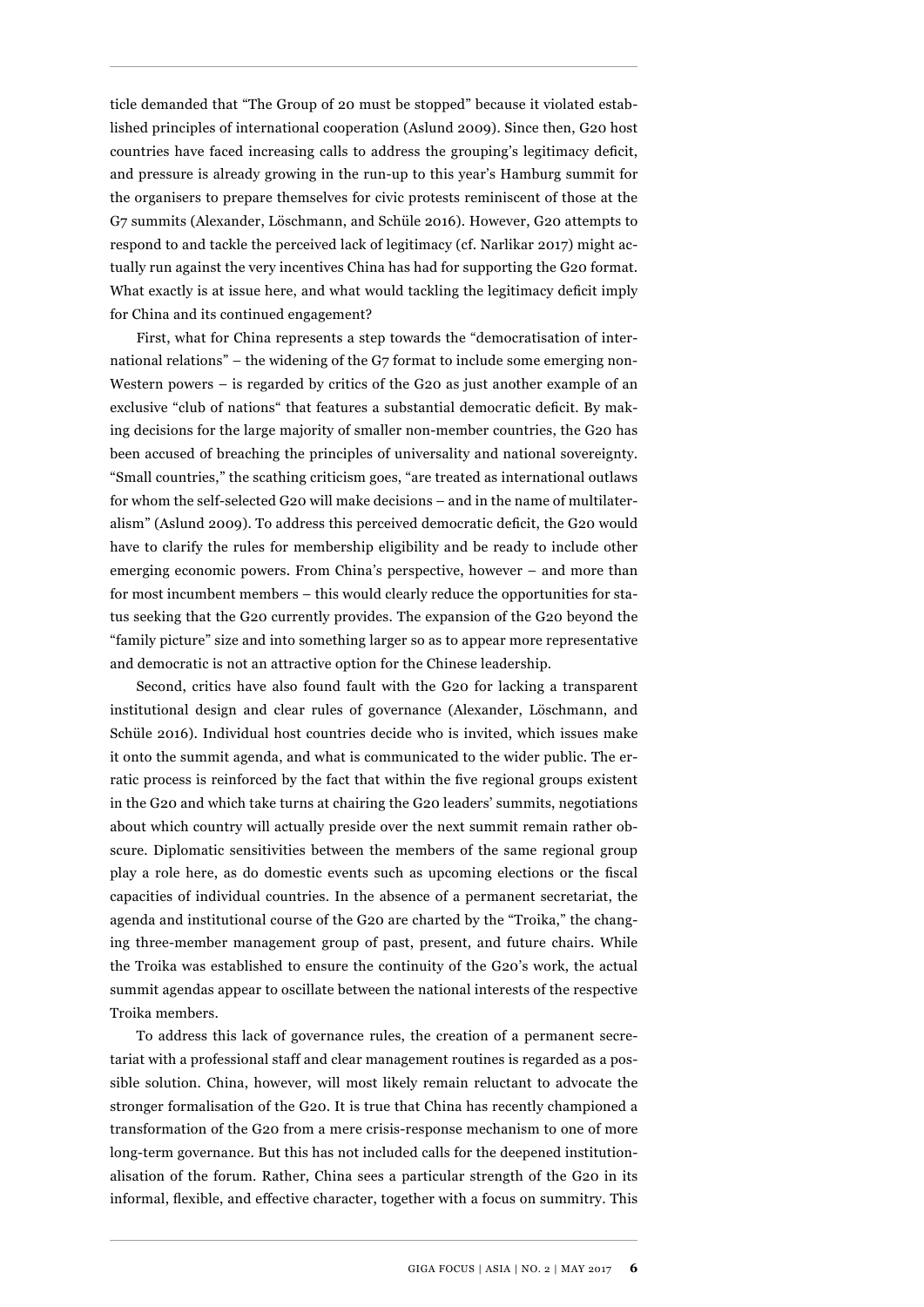ticle demanded that "The Group of 20 must be stopped" because it violated established principles of international cooperation (Aslund 2009). Since then, G20 host countries have faced increasing calls to address the grouping's legitimacy deficit, and pressure is already growing in the run-up to this year's Hamburg summit for the organisers to prepare themselves for civic protests reminiscent of those at the G7 summits (Alexander, Löschmann, and Schüle 2016). However, G20 attempts to respond to and tackle the perceived lack of legitimacy (cf. Narlikar 2017) might actually run against the very incentives China has had for supporting the G20 format. What exactly is at issue here, and what would tackling the legitimacy deficit imply for China and its continued engagement?

First, what for China represents a step towards the "democratisation of international relations" – the widening of the G7 format to include some emerging non-Western powers – is regarded by critics of the G20 as just another example of an exclusive "club of nations" that features a substantial democratic deficit. By making decisions for the large majority of smaller non-member countries, the G20 has been accused of breaching the principles of universality and national sovereignty. "Small countries," the scathing criticism goes, "are treated as international outlaws for whom the self-selected G20 will make decisions – and in the name of multilateralism" (Aslund 2009). To address this perceived democratic deficit, the G20 would have to clarify the rules for membership eligibility and be ready to include other emerging economic powers. From China's perspective, however – and more than for most incumbent members – this would clearly reduce the opportunities for status seeking that the G20 currently provides. The expansion of the G20 beyond the "family picture" size and into something larger so as to appear more representative and democratic is not an attractive option for the Chinese leadership.

Second, critics have also found fault with the G20 for lacking a transparent institutional design and clear rules of governance (Alexander, Löschmann, and Schüle 2016). Individual host countries decide who is invited, which issues make it onto the summit agenda, and what is communicated to the wider public. The erratic process is reinforced by the fact that within the five regional groups existent in the G20 and which take turns at chairing the G20 leaders' summits, negotiations about which country will actually preside over the next summit remain rather obscure. Diplomatic sensitivities between the members of the same regional group play a role here, as do domestic events such as upcoming elections or the fiscal capacities of individual countries. In the absence of a permanent secretariat, the agenda and institutional course of the G20 are charted by the "Troika," the changing three-member management group of past, present, and future chairs. While the Troika was established to ensure the continuity of the G20's work, the actual summit agendas appear to oscillate between the national interests of the respective Troika members.

To address this lack of governance rules, the creation of a permanent secretariat with a professional staff and clear management routines is regarded as a possible solution. China, however, will most likely remain reluctant to advocate the stronger formalisation of the G20. It is true that China has recently championed a transformation of the G20 from a mere crisis-response mechanism to one of more long-term governance. But this has not included calls for the deepened institutionalisation of the forum. Rather, China sees a particular strength of the G20 in its informal, flexible, and effective character, together with a focus on summitry. This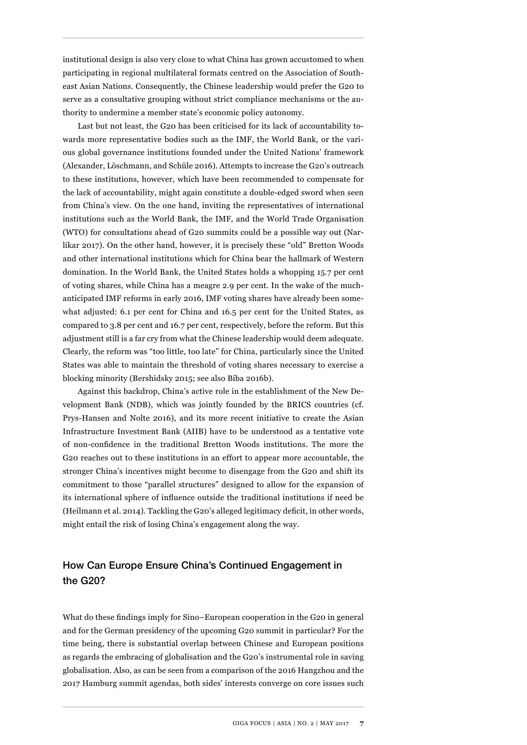institutional design is also very close to what China has grown accustomed to when participating in regional multilateral formats centred on the Association of Southeast Asian Nations. Consequently, the Chinese leadership would prefer the G20 to serve as a consultative grouping without strict compliance mechanisms or the authority to undermine a member state's economic policy autonomy.

Last but not least, the G20 has been criticised for its lack of accountability towards more representative bodies such as the IMF, the World Bank, or the various global governance institutions founded under the United Nations' framework (Alexander, Löschmann, and Schüle 2016). Attempts to increase the G20's outreach to these institutions, however, which have been recommended to compensate for the lack of accountability, might again constitute a double-edged sword when seen from China's view. On the one hand, inviting the representatives of international institutions such as the World Bank, the IMF, and the World Trade Organisation (WTO) for consultations ahead of G20 summits could be a possible way out (Narlikar 2017). On the other hand, however, it is precisely these "old" Bretton Woods and other international institutions which for China bear the hallmark of Western domination. In the World Bank, the United States holds a whopping 15.7 per cent of voting shares, while China has a meagre 2.9 per cent. In the wake of the much-anticipated IMF reforms in early 2016, IMF voting shares have already been somewhat adjusted: 6.1 per cent for China and 16.5 per cent for the United States, as compared to 3.8 per cent and 16.7 per cent, respectively, before the reform. But this adjustment still is a far cry from what the Chinese leadership would deem adequate. Clearly, the reform was "too little, too late" for China, particularly since the United States was able to maintain the threshold of voting shares necessary to exercise a blocking minority (Bershidsky 2015; see also Biba 2016b).

Against this backdrop, China's active role in the establishment of the New Development Bank (NDB), which was jointly founded by the BRICS countries (cf. Prys-Hansen and Nolte 2016), and its more recent initiative to create the Asian Infrastructure Investment Bank (AIIB) have to be understood as a tentative vote of non-confidence in the traditional Bretton Woods institutions. The more the G20 reaches out to these institutions in an effort to appear more accountable, the stronger China's incentives might become to disengage from the G20 and shift its commitment to those "parallel structures" designed to allow for the expansion of its international sphere of influence outside the traditional institutions if need be (Heilmann et al. 2014). Tackling the G20's alleged legitimacy deficit, in other words, might entail the risk of losing China's engagement along the way.

## How Can Europe Ensure China's Continued Engagement in the G20?

What do these findings imply for Sino–European cooperation in the G20 in general and for the German presidency of the upcoming G20 summit in particular? For the time being, there is substantial overlap between Chinese and European positions as regards the embracing of globalisation and the G20's instrumental role in saving globalisation. Also, as can be seen from a comparison of the 2016 Hangzhou and the 2017 Hamburg summit agendas, both sides' interests converge on core issues such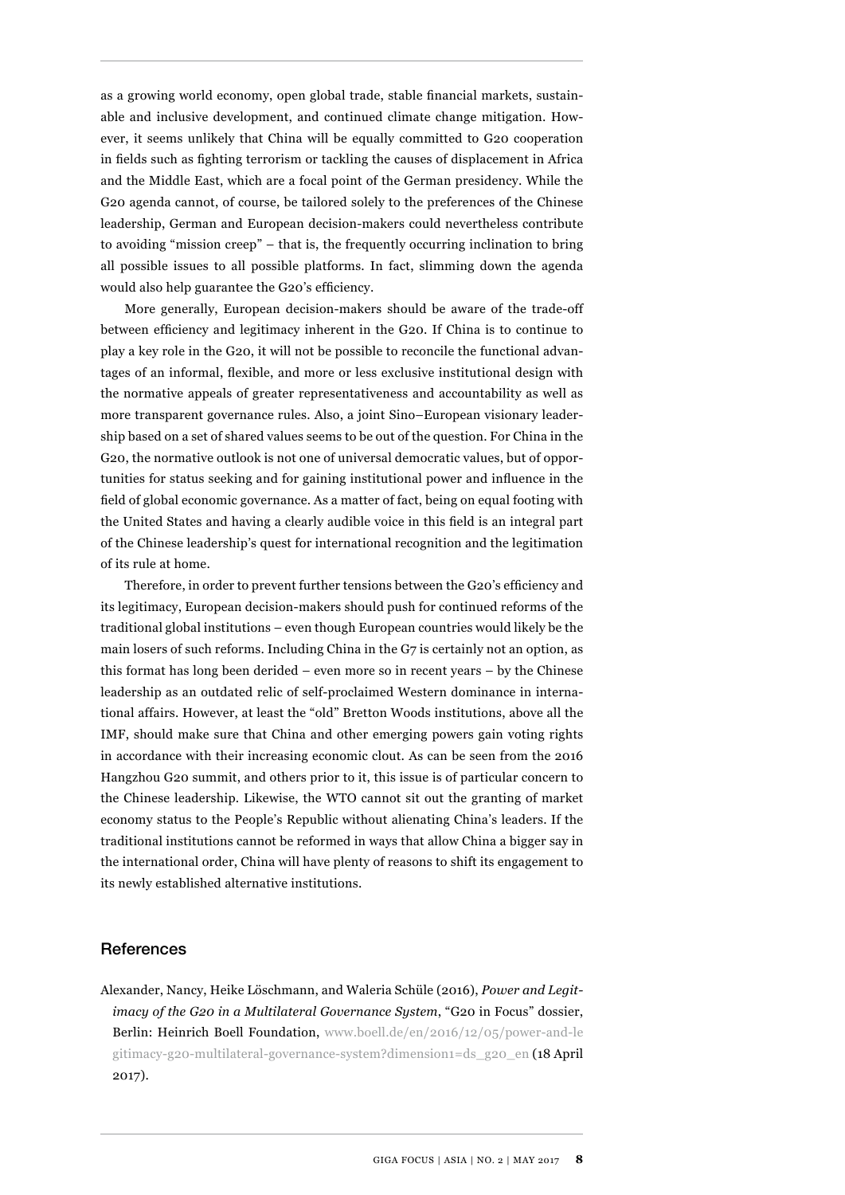as a growing world economy, open global trade, stable financial markets, sustainable and inclusive development, and continued climate change mitigation. However, it seems unlikely that China will be equally committed to G20 cooperation in fields such as fighting terrorism or tackling the causes of displacement in Africa and the Middle East, which are a focal point of the German presidency. While the G20 agenda cannot, of course, be tailored solely to the preferences of the Chinese leadership, German and European decision-makers could nevertheless contribute to avoiding "mission creep" – that is, the frequently occurring inclination to bring all possible issues to all possible platforms. In fact, slimming down the agenda would also help guarantee the G20's efficiency.

More generally, European decision-makers should be aware of the trade-off between efficiency and legitimacy inherent in the G20. If China is to continue to play a key role in the G20, it will not be possible to reconcile the functional advantages of an informal, flexible, and more or less exclusive institutional design with the normative appeals of greater representativeness and accountability as well as more transparent governance rules. Also, a joint Sino–European visionary leadership based on a set of shared values seems to be out of the question. For China in the G20, the normative outlook is not one of universal democratic values, but of opportunities for status seeking and for gaining institutional power and influence in the field of global economic governance. As a matter of fact, being on equal footing with the United States and having a clearly audible voice in this field is an integral part of the Chinese leadership's quest for international recognition and the legitimation of its rule at home.

Therefore, in order to prevent further tensions between the G20's efficiency and its legitimacy, European decision-makers should push for continued reforms of the traditional global institutions – even though European countries would likely be the main losers of such reforms. Including China in the G7 is certainly not an option, as this format has long been derided – even more so in recent years – by the Chinese leadership as an outdated relic of self-proclaimed Western dominance in international affairs. However, at least the "old" Bretton Woods institutions, above all the IMF, should make sure that China and other emerging powers gain voting rights in accordance with their increasing economic clout. As can be seen from the 2016 Hangzhou G20 summit, and others prior to it, this issue is of particular concern to the Chinese leadership. Likewise, the WTO cannot sit out the granting of market economy status to the People's Republic without alienating China's leaders. If the traditional institutions cannot be reformed in ways that allow China a bigger say in the international order, China will have plenty of reasons to shift its engagement to its newly established alternative institutions.

## References

Alexander, Nancy, Heike Löschmann, and Waleria Schüle (2016), *Power and Legitimacy of the G20 in a Multilateral Governance System*, "G20 in Focus" dossier, Berlin: Heinrich Boell Foundation, www.boell.de/en/2016/12/05/power-and-legitimacy-g20-multilateral-governance-system?dimension1=ds_g20_en (18 April 2017).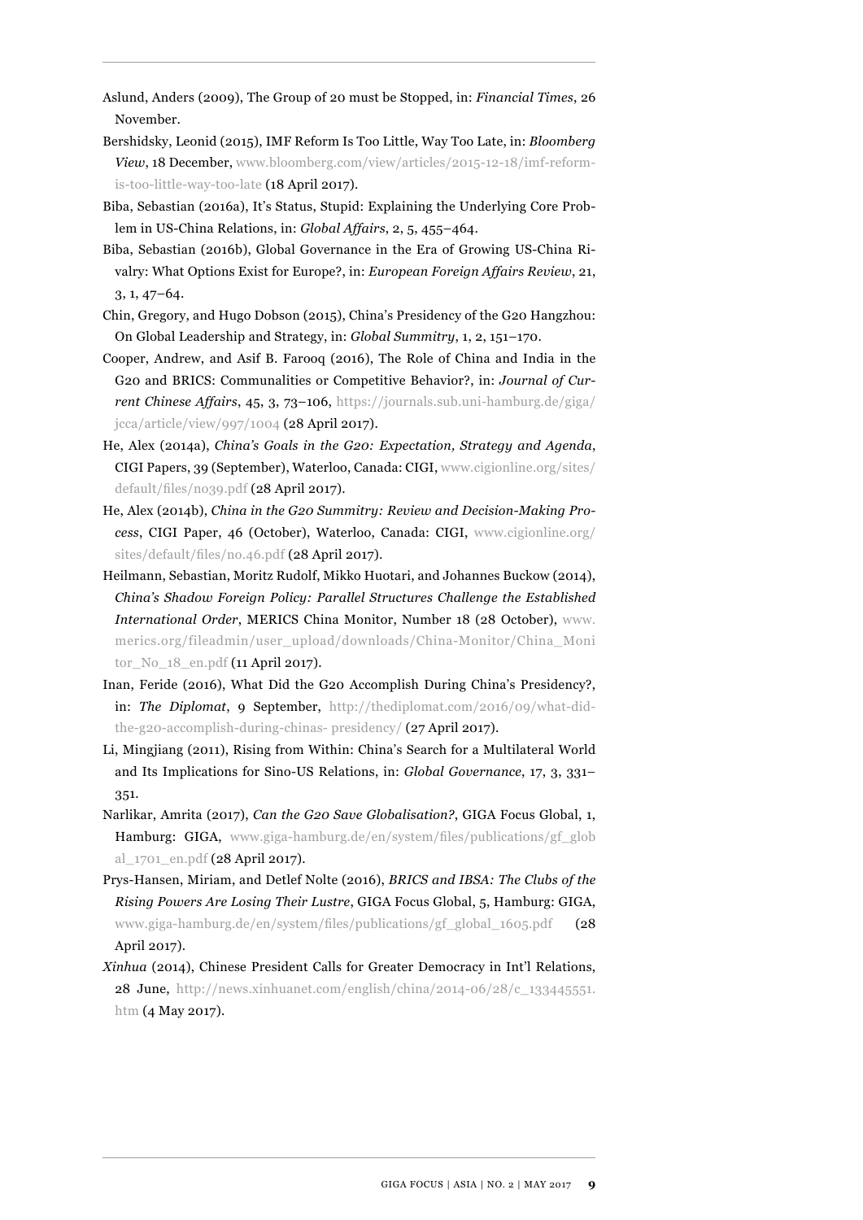Aslund, Anders (2009), The Group of 20 must be Stopped, in: *Financial Times*, 26 November.

Bershidsky, Leonid (2015), IMF Reform Is Too Little, Way Too Late, in: *Bloomberg View*, 18 December, www.bloomberg.com/view/articles/2015-12-18/imf-reform-is-too-little-way-too-late (18 April 2017).

Biba, Sebastian (2016a), It's Status, Stupid: Explaining the Underlying Core Problem in US-China Relations, in: *Global Affairs*, 2, 5, 455–464.

Biba, Sebastian (2016b), Global Governance in the Era of Growing US-China Rivalry: What Options Exist for Europe?, in: *European Foreign Affairs Review*, 21, 3, 1, 47–64.

Chin, Gregory, and Hugo Dobson (2015), China's Presidency of the G20 Hangzhou: On Global Leadership and Strategy, in: *Global Summitry*, 1, 2, 151–170.

Cooper, Andrew, and Asif B. Farooq (2016), The Role of China and India in the G20 and BRICS: Communalities or Competitive Behavior?, in: *Journal of Current Chinese Affairs*, 45, 3, 73–106, https://journals.sub.uni-hamburg.de/giga/jcca/article/view/997/1004 (28 April 2017).

He, Alex (2014a), *China's Goals in the G20: Expectation, Strategy and Agenda*, CIGI Papers, 39 (September), Waterloo, Canada: CIGI, www.cigionline.org/sites/default/files/no39.pdf (28 April 2017).

He, Alex (2014b), *China in the G20 Summitry: Review and Decision-Making Process*, CIGI Paper, 46 (October), Waterloo, Canada: CIGI, www.cigionline.org/sites/default/files/no.46.pdf (28 April 2017).

Heilmann, Sebastian, Moritz Rudolf, Mikko Huotari, and Johannes Buckow (2014), *China's Shadow Foreign Policy: Parallel Structures Challenge the Established International Order*, MERICS China Monitor, Number 18 (28 October), www.merics.org/fileadmin/user_upload/downloads/China-Monitor/China_Monitor_No_18_en.pdf (11 April 2017).

Inan, Feride (2016), What Did the G20 Accomplish During China's Presidency?, in: *The Diplomat*, 9 September, http://thediplomat.com/2016/09/what-did-the-g20-accomplish-during-chinas- presidency/ (27 April 2017).

Li, Mingjiang (2011), Rising from Within: China's Search for a Multilateral World and Its Implications for Sino-US Relations, in: *Global Governance*, 17, 3, 331–351.

Narlikar, Amrita (2017), *Can the G20 Save Globalisation?*, GIGA Focus Global, 1, Hamburg: GIGA, www.giga-hamburg.de/en/system/files/publications/gf_global_1701_en.pdf (28 April 2017).

Prys-Hansen, Miriam, and Detlef Nolte (2016), *BRICS and IBSA: The Clubs of the Rising Powers Are Losing Their Lustre*, GIGA Focus Global, 5, Hamburg: GIGA, www.giga-hamburg.de/en/system/files/publications/gf_global_1605.pdf (28 April 2017).

*Xinhua* (2014), Chinese President Calls for Greater Democracy in Int'l Relations, 28 June, http://news.xinhuanet.com/english/china/2014-06/28/c_133445551.htm (4 May 2017).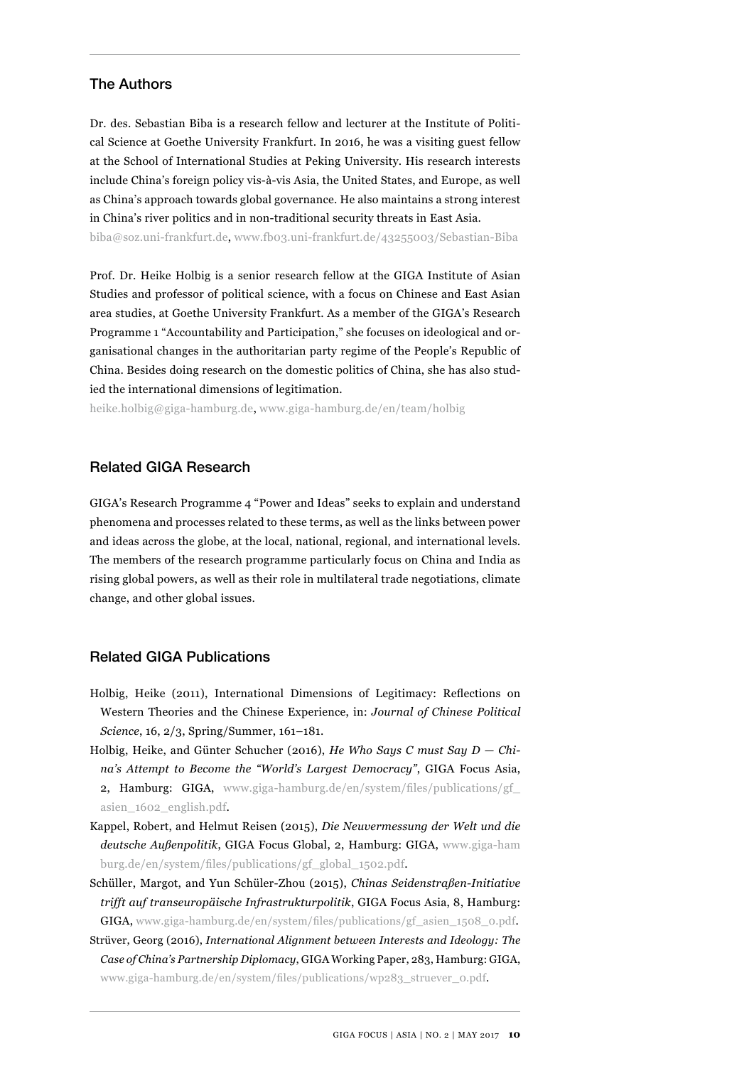## The Authors

Dr. des. Sebastian Biba is a research fellow and lecturer at the Institute of Political Science at Goethe University Frankfurt. In 2016, he was a visiting guest fellow at the School of International Studies at Peking University. His research interests include China's foreign policy vis-à-vis Asia, the United States, and Europe, as well as China's approach towards global governance. He also maintains a strong interest in China's river politics and in non-traditional security threats in East Asia.

biba@soz.uni-frankfurt.de, www.fb03.uni-frankfurt.de/43255003/Sebastian-Biba

Prof. Dr. Heike Holbig is a senior research fellow at the GIGA Institute of Asian Studies and professor of political science, with a focus on Chinese and East Asian area studies, at Goethe University Frankfurt. As a member of the GIGA's Research Programme 1 "Accountability and Participation," she focuses on ideological and organisational changes in the authoritarian party regime of the People's Republic of China. Besides doing research on the domestic politics of China, she has also studied the international dimensions of legitimation.

heike.holbig@giga-hamburg.de, www.giga-hamburg.de/en/team/holbig

## Related GIGA Research

GIGA's Research Programme 4 "Power and Ideas" seeks to explain and understand phenomena and processes related to these terms, as well as the links between power and ideas across the globe, at the local, national, regional, and international levels. The members of the research programme particularly focus on China and India as rising global powers, as well as their role in multilateral trade negotiations, climate change, and other global issues.

## Related GIGA Publications

Holbig, Heike (2011), International Dimensions of Legitimacy: Reflections on Western Theories and the Chinese Experience, in: *Journal of Chinese Political Science*, 16, 2/3, Spring/Summer, 161–181.

Holbig, Heike, and Günter Schucher (2016), *He Who Says C must Say D — China's Attempt to Become the "World's Largest Democracy"*, GIGA Focus Asia, 2, Hamburg: GIGA, www.giga-hamburg.de/en/system/files/publications/gf_asien_1602_english.pdf.

Kappel, Robert, and Helmut Reisen (2015), *Die Neuvermessung der Welt und die deutsche Außenpolitik*, GIGA Focus Global, 2, Hamburg: GIGA, www.giga-hamburg.de/en/system/files/publications/gf_global_1502.pdf.

Schüller, Margot, and Yun Schüler-Zhou (2015), *Chinas Seidenstraßen-Initiative trifft auf transeuropäische Infrastrukturpolitik*, GIGA Focus Asia, 8, Hamburg: GIGA, www.giga-hamburg.de/en/system/files/publications/gf_asien_1508_0.pdf.

Strüver, Georg (2016), *International Alignment between Interests and Ideology: The Case of China's Partnership Diplomacy*, GIGA Working Paper, 283, Hamburg: GIGA, www.giga-hamburg.de/en/system/files/publications/wp283_struever_0.pdf.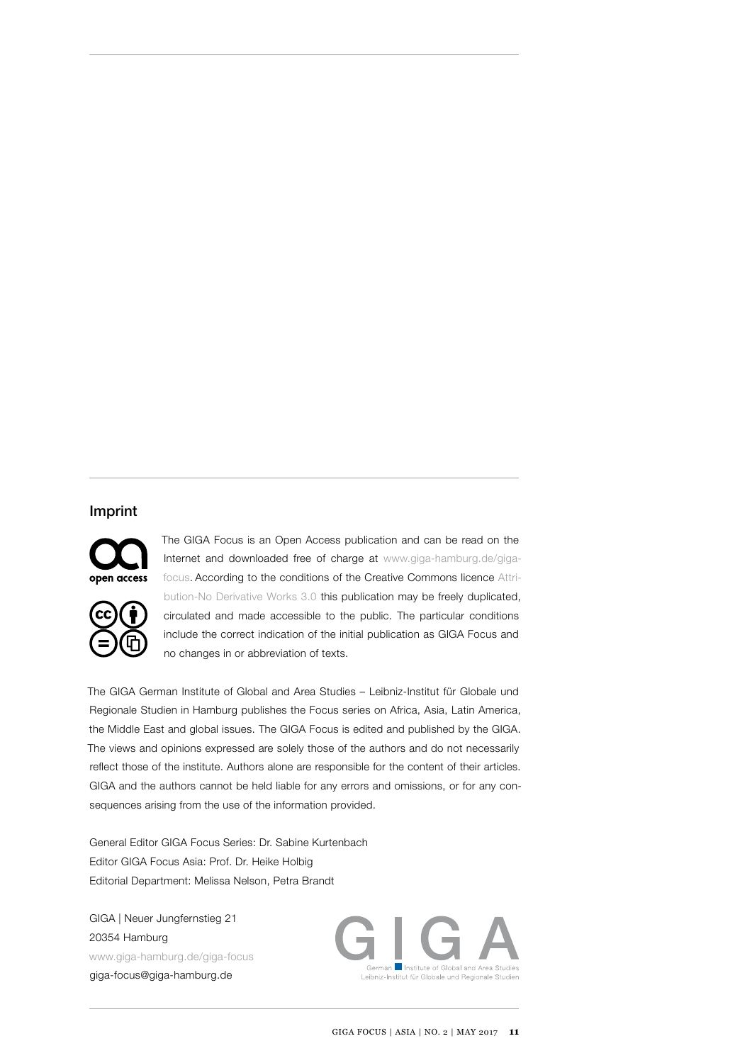## Imprint

The GIGA Focus is an Open Access publication and can be read on the Internet and downloaded free of charge at www.giga-hamburg.de/giga-focus. According to the conditions of the Creative Commons licence Attribution-No Derivative Works 3.0 this publication may be freely duplicated, circulated and made accessible to the public. The particular conditions include the correct indication of the initial publication as GIGA Focus and no changes in or abbreviation of texts.

The GIGA German Institute of Global and Area Studies – Leibniz-Institut für Globale und Regionale Studien in Hamburg publishes the Focus series on Africa, Asia, Latin America, the Middle East and global issues. The GIGA Focus is edited and published by the GIGA. The views and opinions expressed are solely those of the authors and do not necessarily reflect those of the institute. Authors alone are responsible for the content of their articles. GIGA and the authors cannot be held liable for any errors and omissions, or for any consequences arising from the use of the information provided.

General Editor GIGA Focus Series: Dr. Sabine Kurtenbach
Editor GIGA Focus Asia: Prof. Dr. Heike Holbig
Editorial Department: Melissa Nelson, Petra Brandt

GIGA | Neuer Jungfernstieg 21
20354 Hamburg
www.giga-hamburg.de/giga-focus
giga-focus@giga-hamburg.de

GIGA
German Institute of Global and Area Studies
Leibniz-Institut für Globale und Regionale Studien